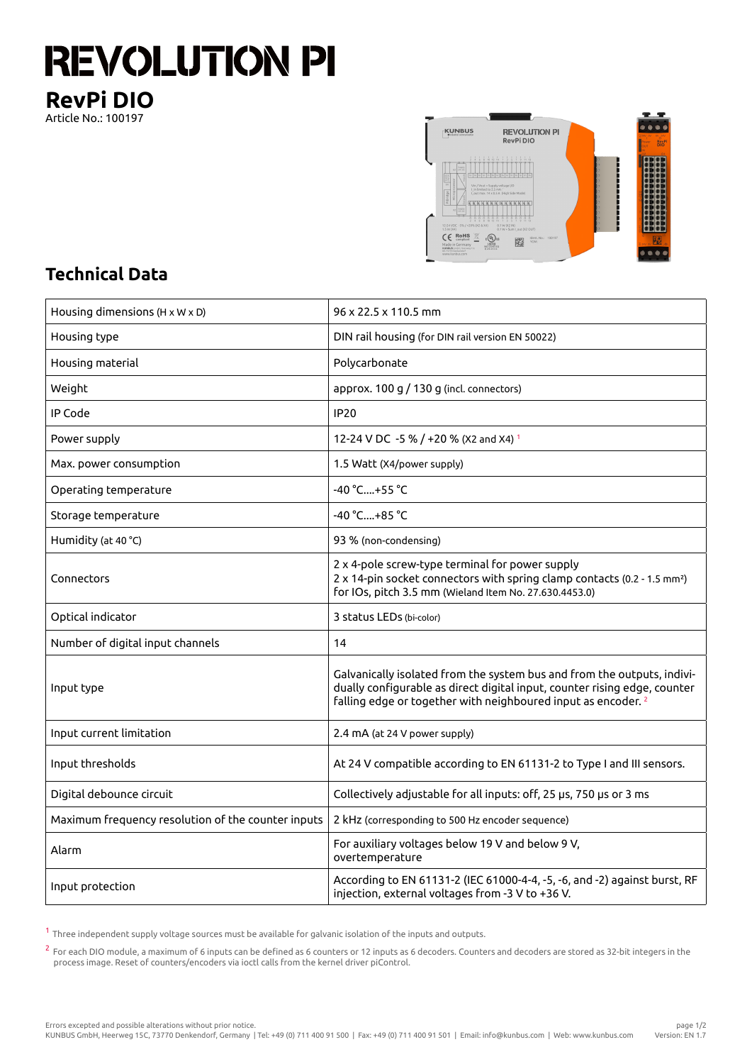# REVOLUTION PI

## RevPi DIO

Article No.: 100197

## Technical Data

| | |
|---|---|
| Housing dimensions (H x W x D) | 96 x 22.5 x 110.5 mm |
| Housing type | DIN rail housing (for DIN rail version EN 50022) |
| Housing material | Polycarbonate |
| Weight | approx. 100 g / 130 g (incl. connectors) |
| IP Code | IP20 |
| Power supply | 12-24 V DC -5 % / +20 % (X2 and X4) [1] |
| Max. power consumption | 1.5 Watt (X4/power supply) |
| Operating temperature | -40 °C....+55 °C |
| Storage temperature | -40 °C....+85 °C |
| Humidity (at 40 °C) | 93 % (non-condensing) |
| Connectors | 2 x 4-pole screw-type terminal for power supply<br>2 x 14-pin socket connectors with spring clamp contacts (0.2 - 1.5 mm²) for IOs, pitch 3.5 mm (Wieland Item No. 27.630.4453.0) |
| Optical indicator | 3 status LEDs (bi-color) |
| Number of digital input channels | 14 |
| Input type | Galvanically isolated from the system bus and from the outputs, individually configurable as direct digital input, counter rising edge, counter falling edge or together with neighboured input as encoder. [2] |
| Input current limitation | 2.4 mA (at 24 V power supply) |
| Input thresholds | At 24 V compatible according to EN 61131-2 to Type I and III sensors. |
| Digital debounce circuit | Collectively adjustable for all inputs: off, 25 µs, 750 µs or 3 ms |
| Maximum frequency resolution of the counter inputs | 2 kHz (corresponding to 500 Hz encoder sequence) |
| Alarm | For auxiliary voltages below 19 V and below 9 V, overtemperature |
| Input protection | According to EN 61131-2 (IEC 61000-4-4, -5, -6, and -2) against burst, RF injection, external voltages from -3 V to +36 V. |

[1] Three independent supply voltage sources must be available for galvanic isolation of the inputs and outputs.

[2] For each DIO module, a maximum of 6 inputs can be defined as 6 counters or 12 inputs as 6 decoders. Counters and decoders are stored as 32-bit integers in the process image. Reset of counters/encoders via ioctl calls from the kernel driver piControl.

Errors excepted and possible alterations without prior notice.
KUNBUS GmbH, Heerweg 15C, 73770 Denkendorf, Germany | Tel: +49 (0) 711 400 91 500 | Fax: +49 (0) 711 400 91 501 | Email: info@kunbus.com | Web: www.kunbus.com

Version: EN 1.7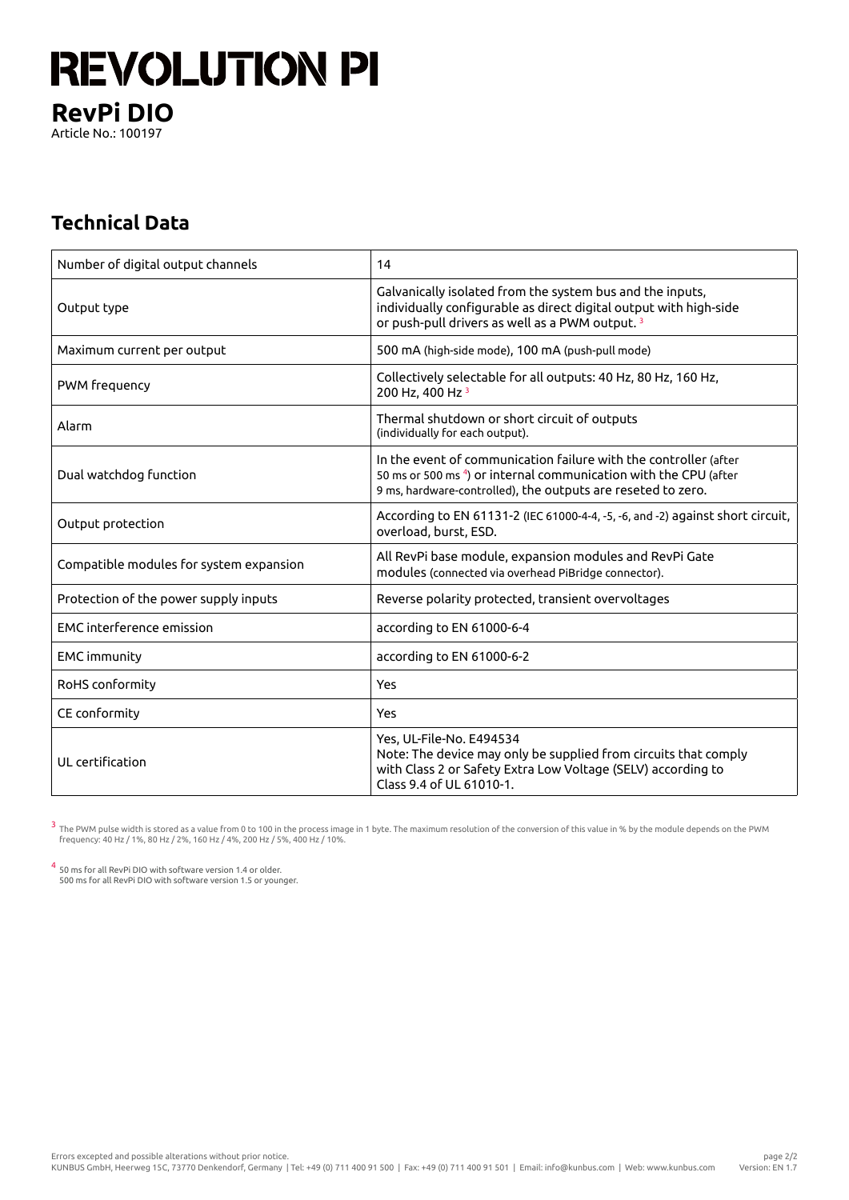# REVOLUTION PI

## RevPi DIO

Article No.: 100197

## Technical Data

| | |
|---|---|
| Number of digital output channels | 14 |
| Output type | Galvanically isolated from the system bus and the inputs, individually configurable as direct digital output with high-side or push-pull drivers as well as a PWM output. [3] |
| Maximum current per output | 500 mA (high-side mode), 100 mA (push-pull mode) |
| PWM frequency | Collectively selectable for all outputs: 40 Hz, 80 Hz, 160 Hz, 200 Hz, 400 Hz [3] |
| Alarm | Thermal shutdown or short circuit of outputs (individually for each output). |
| Dual watchdog function | In the event of communication failure with the controller (after 50 ms or 500 ms [4]) or internal communication with the CPU (after 9 ms, hardware-controlled), the outputs are reseted to zero. |
| Output protection | According to EN 61131-2 (IEC 61000-4-4, -5, -6, and -2) against short circuit, overload, burst, ESD. |
| Compatible modules for system expansion | All RevPi base module, expansion modules and RevPi Gate modules (connected via overhead PiBridge connector). |
| Protection of the power supply inputs | Reverse polarity protected, transient overvoltages |
| EMC interference emission | according to EN 61000-6-4 |
| EMC immunity | according to EN 61000-6-2 |
| RoHS conformity | Yes |
| CE conformity | Yes |
| UL certification | Yes, UL-File-No. E494534<br>Note: The device may only be supplied from circuits that comply with Class 2 or Safety Extra Low Voltage (SELV) according to Class 9.4 of UL 61010-1. |

[3] The PWM pulse width is stored as a value from 0 to 100 in the process image in 1 byte. The maximum resolution of the conversion of this value in % by the module depends on the PWM frequency: 40 Hz / 1%, 80 Hz / 2%, 160 Hz / 4%, 200 Hz / 5%, 400 Hz / 10%.

[4] 50 ms for all RevPi DIO with software version 1.4 or older.
500 ms for all RevPi DIO with software version 1.5 or younger.

Errors excepted and possible alterations without prior notice.
KUNBUS GmbH, Heerweg 15C, 73770 Denkendorf, Germany | Tel: +49 (0) 711 400 91 500 | Fax: +49 (0) 711 400 91 501 | Email: info@kunbus.com | Web: www.kunbus.com

Version: EN 1.7